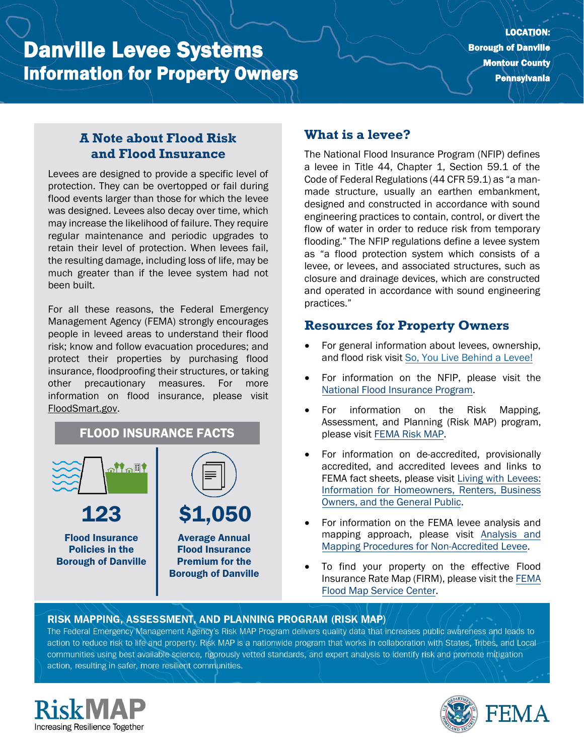# Danville Levee Systems
## Information for Property Owners

**LOCATION:**
**Borough of Danville**
**Montour County**
**Pennsylvania**

### A Note about Flood Risk and Flood Insurance

Levees are designed to provide a specific level of protection. They can be overtopped or fail during flood events larger than those for which the levee was designed. Levees also decay over time, which may increase the likelihood of failure. They require regular maintenance and periodic upgrades to retain their level of protection. When levees fail, the resulting damage, including loss of life, may be much greater than if the levee system had not been built.

For all these reasons, the Federal Emergency Management Agency (FEMA) strongly encourages people in leveed areas to understand their flood risk; know and follow evacuation procedures; and protect their properties by purchasing flood insurance, floodproofing their structures, or taking other precautionary measures. For more information on flood insurance, please visit FloodSmart.gov.

### FLOOD INSURANCE FACTS

**123**
**Flood Insurance Policies in the Borough of Danville**

**$1,050**
**Average Annual Flood Insurance Premium for the Borough of Danville**

### What is a levee?

The National Flood Insurance Program (NFIP) defines a levee in Title 44, Chapter 1, Section 59.1 of the Code of Federal Regulations (44 CFR 59.1) as "a man-made structure, usually an earthen embankment, designed and constructed in accordance with sound engineering practices to contain, control, or divert the flow of water in order to reduce risk from temporary flooding." The NFIP regulations define a levee system as "a flood protection system which consists of a levee, or levees, and associated structures, such as closure and drainage devices, which are constructed and operated in accordance with sound engineering practices."

### Resources for Property Owners

- For general information about levees, ownership, and flood risk visit So, You Live Behind a Levee!
- For information on the NFIP, please visit the National Flood Insurance Program.
- For information on the Risk Mapping, Assessment, and Planning (Risk MAP) program, please visit FEMA Risk MAP.
- For information on de-accredited, provisionally accredited, and accredited levees and links to FEMA fact sheets, please visit Living with Levees: Information for Homeowners, Renters, Business Owners, and the General Public.
- For information on the FEMA levee analysis and mapping approach, please visit Analysis and Mapping Procedures for Non-Accredited Levee.
- To find your property on the effective Flood Insurance Rate Map (FIRM), please visit the FEMA Flood Map Service Center.

### RISK MAPPING, ASSESSMENT, AND PLANNING PROGRAM (RISK MAP)

The Federal Emergency Management Agency's Risk MAP Program delivers quality data that increases public awareness and leads to action to reduce risk to life and property. Risk MAP is a nationwide program that works in collaboration with States, Tribes, and Local communities using best available science, rigorously vetted standards, and expert analysis to identify risk and promote mitigation action, resulting in safer, more resilient communities.

RiskMAP
Increasing Resilience Together

FEMA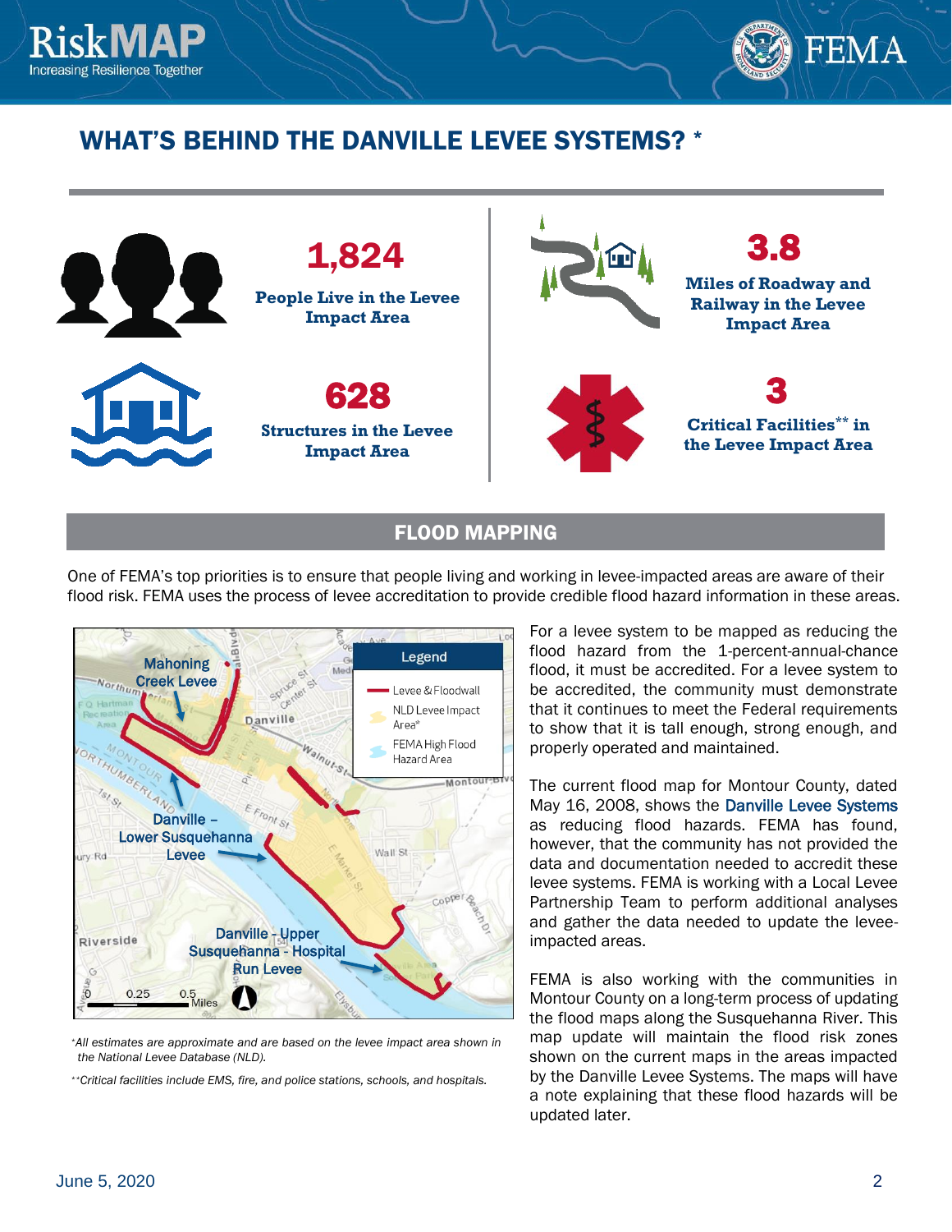# WHAT'S BEHIND THE DANVILLE LEVEE SYSTEMS? *

**1,824**
**People Live in the Levee Impact Area**

**628**
**Structures in the Levee Impact Area**

**3.8**
**Miles of Roadway and Railway in the Levee Impact Area**

**3**
**Critical Facilities** in the Levee Impact Area**

## FLOOD MAPPING

One of FEMA's top priorities is to ensure that people living and working in levee-impacted areas are aware of their flood risk. FEMA uses the process of levee accreditation to provide credible flood hazard information in these areas.

Mahoning Creek Levee

Danville – Lower Susquehanna Levee

Danville - Upper Susquehanna - Hospital Run Levee

Legend

Levee & Floodwall

NLD Levee Impact Area*

FEMA High Flood Hazard Area

0 0.25 0.5 Miles

*All estimates are approximate and are based on the levee impact area shown in the National Levee Database (NLD).*

***Critical facilities include EMS, fire, and police stations, schools, and hospitals.*

For a levee system to be mapped as reducing the flood hazard from the 1-percent-annual-chance flood, it must be accredited. For a levee system to be accredited, the community must demonstrate that it continues to meet the Federal requirements to show that it is tall enough, strong enough, and properly operated and maintained.

The current flood map for Montour County, dated May 16, 2008, shows the Danville Levee Systems as reducing flood hazards. FEMA has found, however, that the community has not provided the data and documentation needed to accredit these levee systems. FEMA is working with a Local Levee Partnership Team to perform additional analyses and gather the data needed to update the levee-impacted areas.

FEMA is also working with the communities in Montour County on a long-term process of updating the flood maps along the Susquehanna River. This map update will maintain the flood risk zones shown on the current maps in the areas impacted by the Danville Levee Systems. The maps will have a note explaining that these flood hazards will be updated later.

June 5, 2020